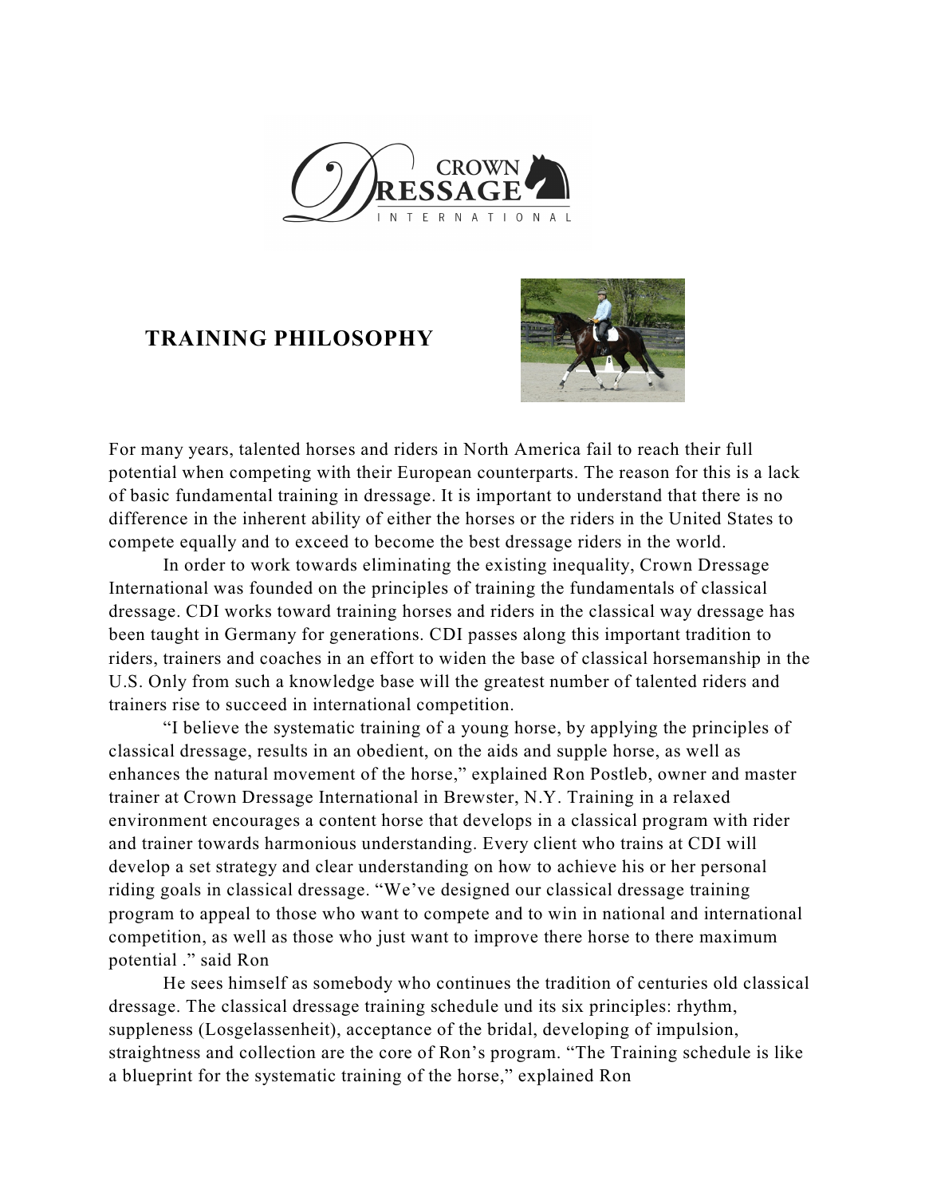# TRAINING PHILOSOPHY

For many years, talented horses and riders in North America fail to reach their full potential when competing with their European counterparts. The reason for this is a lack of basic fundamental training in dressage. It is important to understand that there is no difference in the inherent ability of either the horses or the riders in the United States to compete equally and to exceed to become the best dressage riders in the world.

In order to work towards eliminating the existing inequality, Crown Dressage International was founded on the principles of training the fundamentals of classical dressage. CDI works toward training horses and riders in the classical way dressage has been taught in Germany for generations. CDI passes along this important tradition to riders, trainers and coaches in an effort to widen the base of classical horsemanship in the U.S. Only from such a knowledge base will the greatest number of talented riders and trainers rise to succeed in international competition.

"I believe the systematic training of a young horse, by applying the principles of classical dressage, results in an obedient, on the aids and supple horse, as well as enhances the natural movement of the horse," explained Ron Postleb, owner and master trainer at Crown Dressage International in Brewster, N.Y. Training in a relaxed environment encourages a content horse that develops in a classical program with rider and trainer towards harmonious understanding. Every client who trains at CDI will develop a set strategy and clear understanding on how to achieve his or her personal riding goals in classical dressage. "We've designed our classical dressage training program to appeal to those who want to compete and to win in national and international competition, as well as those who just want to improve there horse to there maximum potential ." said Ron

He sees himself as somebody who continues the tradition of centuries old classical dressage. The classical dressage training schedule und its six principles: rhythm, suppleness (Losgelassenheit), acceptance of the bridal, developing of impulsion, straightness and collection are the core of Ron's program. "The Training schedule is like a blueprint for the systematic training of the horse," explained Ron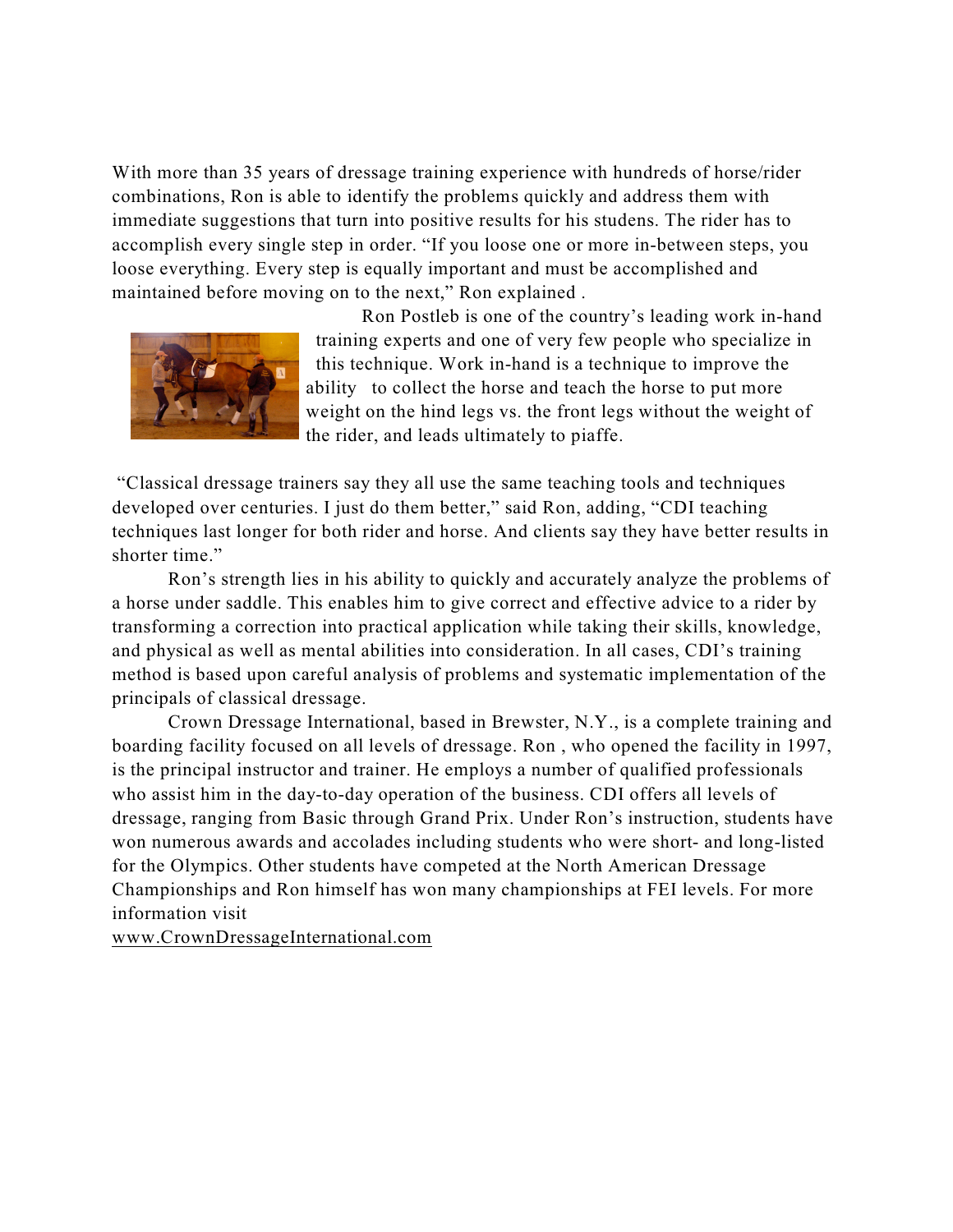With more than 35 years of dressage training experience with hundreds of horse/rider combinations, Ron is able to identify the problems quickly and address them with immediate suggestions that turn into positive results for his studens. The rider has to accomplish every single step in order. "If you loose one or more in-between steps, you loose everything. Every step is equally important and must be accomplished and maintained before moving on to the next," Ron explained .

Ron Postleb is one of the country's leading work in-hand training experts and one of very few people who specialize in this technique. Work in-hand is a technique to improve the ability to collect the horse and teach the horse to put more weight on the hind legs vs. the front legs without the weight of the rider, and leads ultimately to piaffe.

"Classical dressage trainers say they all use the same teaching tools and techniques developed over centuries. I just do them better," said Ron, adding, "CDI teaching techniques last longer for both rider and horse. And clients say they have better results in shorter time."

Ron's strength lies in his ability to quickly and accurately analyze the problems of a horse under saddle. This enables him to give correct and effective advice to a rider by transforming a correction into practical application while taking their skills, knowledge, and physical as well as mental abilities into consideration. In all cases, CDI's training method is based upon careful analysis of problems and systematic implementation of the principals of classical dressage.

Crown Dressage International, based in Brewster, N.Y., is a complete training and boarding facility focused on all levels of dressage. Ron , who opened the facility in 1997, is the principal instructor and trainer. He employs a number of qualified professionals who assist him in the day-to-day operation of the business. CDI offers all levels of dressage, ranging from Basic through Grand Prix. Under Ron's instruction, students have won numerous awards and accolades including students who were short- and long-listed for the Olympics. Other students have competed at the North American Dressage Championships and Ron himself has won many championships at FEI levels. For more information visit
www.CrownDressageInternational.com